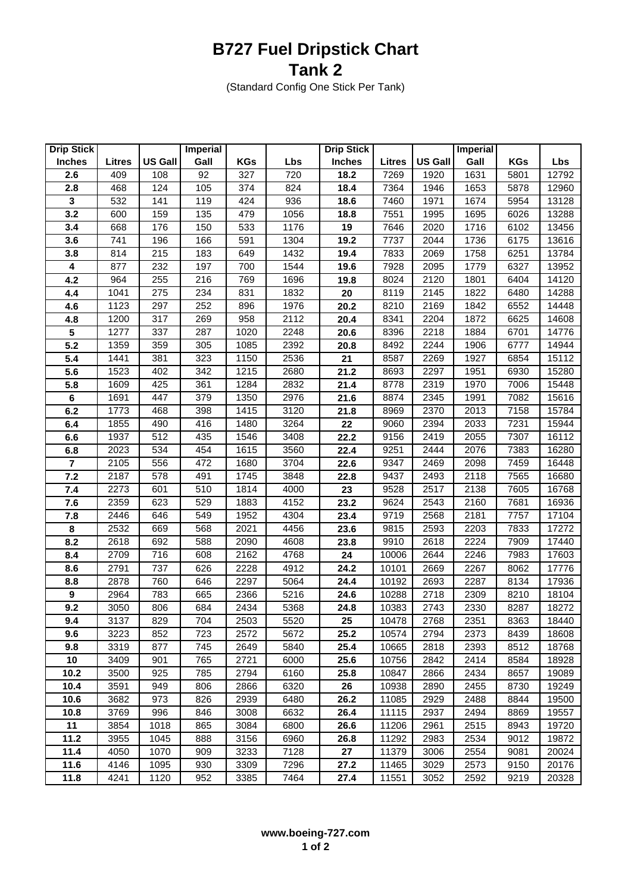# B727 Fuel Dripstick Chart

## Tank 2

(Standard Config One Stick Per Tank)

| Drip Stick Inches | Litres | US Gall | Imperial Gall | KGs | Lbs | Drip Stick Inches | Litres | US Gall | Imperial Gall | KGs | Lbs |
|---|---|---|---|---|---|---|---|---|---|---|---|
| **2.6** | 409 | 108 | 92 | 327 | 720 | **18.2** | 7269 | 1920 | 1631 | 5801 | 12792 |
| **2.8** | 468 | 124 | 105 | 374 | 824 | **18.4** | 7364 | 1946 | 1653 | 5878 | 12960 |
| **3** | 532 | 141 | 119 | 424 | 936 | **18.6** | 7460 | 1971 | 1674 | 5954 | 13128 |
| **3.2** | 600 | 159 | 135 | 479 | 1056 | **18.8** | 7551 | 1995 | 1695 | 6026 | 13288 |
| **3.4** | 668 | 176 | 150 | 533 | 1176 | **19** | 7646 | 2020 | 1716 | 6102 | 13456 |
| **3.6** | 741 | 196 | 166 | 591 | 1304 | **19.2** | 7737 | 2044 | 1736 | 6175 | 13616 |
| **3.8** | 814 | 215 | 183 | 649 | 1432 | **19.4** | 7833 | 2069 | 1758 | 6251 | 13784 |
| **4** | 877 | 232 | 197 | 700 | 1544 | **19.6** | 7928 | 2095 | 1779 | 6327 | 13952 |
| **4.2** | 964 | 255 | 216 | 769 | 1696 | **19.8** | 8024 | 2120 | 1801 | 6404 | 14120 |
| **4.4** | 1041 | 275 | 234 | 831 | 1832 | **20** | 8119 | 2145 | 1822 | 6480 | 14288 |
| **4.6** | 1123 | 297 | 252 | 896 | 1976 | **20.2** | 8210 | 2169 | 1842 | 6552 | 14448 |
| **4.8** | 1200 | 317 | 269 | 958 | 2112 | **20.4** | 8341 | 2204 | 1872 | 6625 | 14608 |
| **5** | 1277 | 337 | 287 | 1020 | 2248 | **20.6** | 8396 | 2218 | 1884 | 6701 | 14776 |
| **5.2** | 1359 | 359 | 305 | 1085 | 2392 | **20.8** | 8492 | 2244 | 1906 | 6777 | 14944 |
| **5.4** | 1441 | 381 | 323 | 1150 | 2536 | **21** | 8587 | 2269 | 1927 | 6854 | 15112 |
| **5.6** | 1523 | 402 | 342 | 1215 | 2680 | **21.2** | 8693 | 2297 | 1951 | 6930 | 15280 |
| **5.8** | 1609 | 425 | 361 | 1284 | 2832 | **21.4** | 8778 | 2319 | 1970 | 7006 | 15448 |
| **6** | 1691 | 447 | 379 | 1350 | 2976 | **21.6** | 8874 | 2345 | 1991 | 7082 | 15616 |
| **6.2** | 1773 | 468 | 398 | 1415 | 3120 | **21.8** | 8969 | 2370 | 2013 | 7158 | 15784 |
| **6.4** | 1855 | 490 | 416 | 1480 | 3264 | **22** | 9060 | 2394 | 2033 | 7231 | 15944 |
| **6.6** | 1937 | 512 | 435 | 1546 | 3408 | **22.2** | 9156 | 2419 | 2055 | 7307 | 16112 |
| **6.8** | 2023 | 534 | 454 | 1615 | 3560 | **22.4** | 9251 | 2444 | 2076 | 7383 | 16280 |
| **7** | 2105 | 556 | 472 | 1680 | 3704 | **22.6** | 9347 | 2469 | 2098 | 7459 | 16448 |
| **7.2** | 2187 | 578 | 491 | 1745 | 3848 | **22.8** | 9437 | 2493 | 2118 | 7565 | 16680 |
| **7.4** | 2273 | 601 | 510 | 1814 | 4000 | **23** | 9528 | 2517 | 2138 | 7605 | 16768 |
| **7.6** | 2359 | 623 | 529 | 1883 | 4152 | **23.2** | 9624 | 2543 | 2160 | 7681 | 16936 |
| **7.8** | 2446 | 646 | 549 | 1952 | 4304 | **23.4** | 9719 | 2568 | 2181 | 7757 | 17104 |
| **8** | 2532 | 669 | 568 | 2021 | 4456 | **23.6** | 9815 | 2593 | 2203 | 7833 | 17272 |
| **8.2** | 2618 | 692 | 588 | 2090 | 4608 | **23.8** | 9910 | 2618 | 2224 | 7909 | 17440 |
| **8.4** | 2709 | 716 | 608 | 2162 | 4768 | **24** | 10006 | 2644 | 2246 | 7983 | 17603 |
| **8.6** | 2791 | 737 | 626 | 2228 | 4912 | **24.2** | 10101 | 2669 | 2267 | 8062 | 17776 |
| **8.8** | 2878 | 760 | 646 | 2297 | 5064 | **24.4** | 10192 | 2693 | 2287 | 8134 | 17936 |
| **9** | 2964 | 783 | 665 | 2366 | 5216 | **24.6** | 10288 | 2718 | 2309 | 8210 | 18104 |
| **9.2** | 3050 | 806 | 684 | 2434 | 5368 | **24.8** | 10383 | 2743 | 2330 | 8287 | 18272 |
| **9.4** | 3137 | 829 | 704 | 2503 | 5520 | **25** | 10478 | 2768 | 2351 | 8363 | 18440 |
| **9.6** | 3223 | 852 | 723 | 2572 | 5672 | **25.2** | 10574 | 2794 | 2373 | 8439 | 18608 |
| **9.8** | 3319 | 877 | 745 | 2649 | 5840 | **25.4** | 10665 | 2818 | 2393 | 8512 | 18768 |
| **10** | 3409 | 901 | 765 | 2721 | 6000 | **25.6** | 10756 | 2842 | 2414 | 8584 | 18928 |
| **10.2** | 3500 | 925 | 785 | 2794 | 6160 | **25.8** | 10847 | 2866 | 2434 | 8657 | 19089 |
| **10.4** | 3591 | 949 | 806 | 2866 | 6320 | **26** | 10938 | 2890 | 2455 | 8730 | 19249 |
| **10.6** | 3682 | 973 | 826 | 2939 | 6480 | **26.2** | 11085 | 2929 | 2488 | 8844 | 19500 |
| **10.8** | 3769 | 996 | 846 | 3008 | 6632 | **26.4** | 11115 | 2937 | 2494 | 8869 | 19557 |
| **11** | 3854 | 1018 | 865 | 3084 | 6800 | **26.6** | 11206 | 2961 | 2515 | 8943 | 19720 |
| **11.2** | 3955 | 1045 | 888 | 3156 | 6960 | **26.8** | 11292 | 2983 | 2534 | 9012 | 19872 |
| **11.4** | 4050 | 1070 | 909 | 3233 | 7128 | **27** | 11379 | 3006 | 2554 | 9081 | 20024 |
| **11.6** | 4146 | 1095 | 930 | 3309 | 7296 | **27.2** | 11465 | 3029 | 2573 | 9150 | 20176 |
| **11.8** | 4241 | 1120 | 952 | 3385 | 7464 | **27.4** | 11551 | 3052 | 2592 | 9219 | 20328 |

**www.boeing-727.com**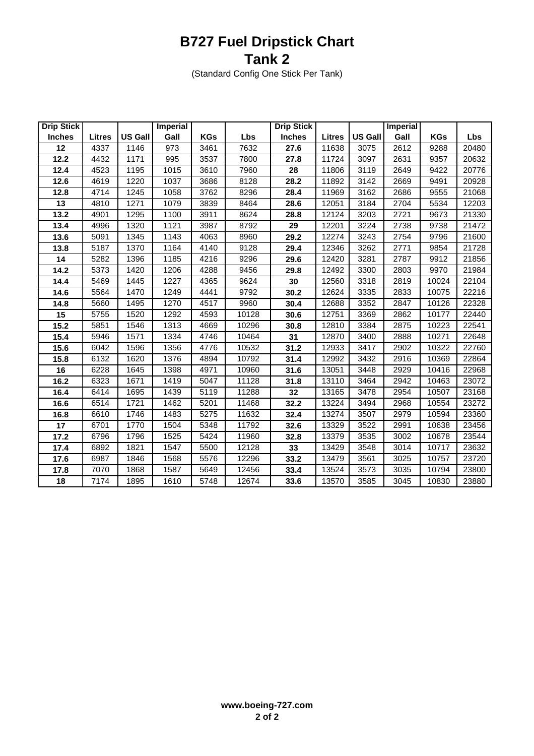# B727 Fuel Dripstick Chart
## Tank 2
(Standard Config One Stick Per Tank)

| Drip Stick Inches | Litres | US Gall | Imperial Gall | KGs | Lbs | Drip Stick Inches | Litres | US Gall | Imperial Gall | KGs | Lbs |
|---|---|---|---|---|---|---|---|---|---|---|---|
| **12** | 4337 | 1146 | 973 | 3461 | 7632 | **27.6** | 11638 | 3075 | 2612 | 9288 | 20480 |
| **12.2** | 4432 | 1171 | 995 | 3537 | 7800 | **27.8** | 11724 | 3097 | 2631 | 9357 | 20632 |
| **12.4** | 4523 | 1195 | 1015 | 3610 | 7960 | **28** | 11806 | 3119 | 2649 | 9422 | 20776 |
| **12.6** | 4619 | 1220 | 1037 | 3686 | 8128 | **28.2** | 11892 | 3142 | 2669 | 9491 | 20928 |
| **12.8** | 4714 | 1245 | 1058 | 3762 | 8296 | **28.4** | 11969 | 3162 | 2686 | 9555 | 21068 |
| **13** | 4810 | 1271 | 1079 | 3839 | 8464 | **28.6** | 12051 | 3184 | 2704 | 5534 | 12203 |
| **13.2** | 4901 | 1295 | 1100 | 3911 | 8624 | **28.8** | 12124 | 3203 | 2721 | 9673 | 21330 |
| **13.4** | 4996 | 1320 | 1121 | 3987 | 8792 | **29** | 12201 | 3224 | 2738 | 9738 | 21472 |
| **13.6** | 5091 | 1345 | 1143 | 4063 | 8960 | **29.2** | 12274 | 3243 | 2754 | 9796 | 21600 |
| **13.8** | 5187 | 1370 | 1164 | 4140 | 9128 | **29.4** | 12346 | 3262 | 2771 | 9854 | 21728 |
| **14** | 5282 | 1396 | 1185 | 4216 | 9296 | **29.6** | 12420 | 3281 | 2787 | 9912 | 21856 |
| **14.2** | 5373 | 1420 | 1206 | 4288 | 9456 | **29.8** | 12492 | 3300 | 2803 | 9970 | 21984 |
| **14.4** | 5469 | 1445 | 1227 | 4365 | 9624 | **30** | 12560 | 3318 | 2819 | 10024 | 22104 |
| **14.6** | 5564 | 1470 | 1249 | 4441 | 9792 | **30.2** | 12624 | 3335 | 2833 | 10075 | 22216 |
| **14.8** | 5660 | 1495 | 1270 | 4517 | 9960 | **30.4** | 12688 | 3352 | 2847 | 10126 | 22328 |
| **15** | 5755 | 1520 | 1292 | 4593 | 10128 | **30.6** | 12751 | 3369 | 2862 | 10177 | 22440 |
| **15.2** | 5851 | 1546 | 1313 | 4669 | 10296 | **30.8** | 12810 | 3384 | 2875 | 10223 | 22541 |
| **15.4** | 5946 | 1571 | 1334 | 4746 | 10464 | **31** | 12870 | 3400 | 2888 | 10271 | 22648 |
| **15.6** | 6042 | 1596 | 1356 | 4776 | 10532 | **31.2** | 12933 | 3417 | 2902 | 10322 | 22760 |
| **15.8** | 6132 | 1620 | 1376 | 4894 | 10792 | **31.4** | 12992 | 3432 | 2916 | 10369 | 22864 |
| **16** | 6228 | 1645 | 1398 | 4971 | 10960 | **31.6** | 13051 | 3448 | 2929 | 10416 | 22968 |
| **16.2** | 6323 | 1671 | 1419 | 5047 | 11128 | **31.8** | 13110 | 3464 | 2942 | 10463 | 23072 |
| **16.4** | 6414 | 1695 | 1439 | 5119 | 11288 | **32** | 13165 | 3478 | 2954 | 10507 | 23168 |
| **16.6** | 6514 | 1721 | 1462 | 5201 | 11468 | **32.2** | 13224 | 3494 | 2968 | 10554 | 23272 |
| **16.8** | 6610 | 1746 | 1483 | 5275 | 11632 | **32.4** | 13274 | 3507 | 2979 | 10594 | 23360 |
| **17** | 6701 | 1770 | 1504 | 5348 | 11792 | **32.6** | 13329 | 3522 | 2991 | 10638 | 23456 |
| **17.2** | 6796 | 1796 | 1525 | 5424 | 11960 | **32.8** | 13379 | 3535 | 3002 | 10678 | 23544 |
| **17.4** | 6892 | 1821 | 1547 | 5500 | 12128 | **33** | 13429 | 3548 | 3014 | 10717 | 23632 |
| **17.6** | 6987 | 1846 | 1568 | 5576 | 12296 | **33.2** | 13479 | 3561 | 3025 | 10757 | 23720 |
| **17.8** | 7070 | 1868 | 1587 | 5649 | 12456 | **33.4** | 13524 | 3573 | 3035 | 10794 | 23800 |
| **18** | 7174 | 1895 | 1610 | 5748 | 12674 | **33.6** | 13570 | 3585 | 3045 | 10830 | 23880 |

**www.boeing-727.com**